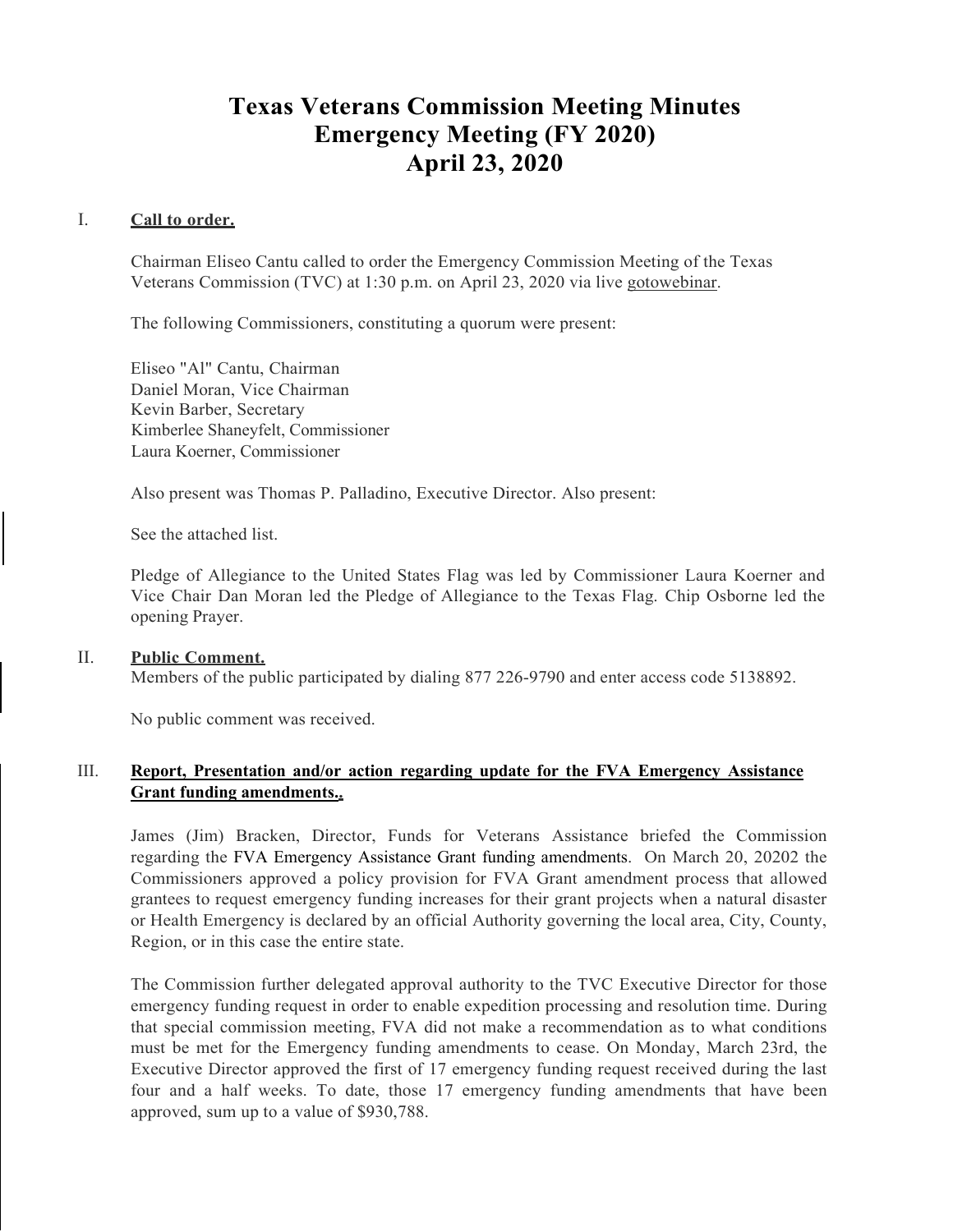# Texas Veterans Commission Meeting Minutes
# Emergency Meeting (FY 2020)
# April 23, 2020

## I. Call to order.

Chairman Eliseo Cantu called to order the Emergency Commission Meeting of the Texas Veterans Commission (TVC) at 1:30 p.m. on April 23, 2020 via live gotowebinar.

The following Commissioners, constituting a quorum were present:

Eliseo "Al" Cantu, Chairman
Daniel Moran, Vice Chairman
Kevin Barber, Secretary
Kimberlee Shaneyfelt, Commissioner
Laura Koerner, Commissioner

Also present was Thomas P. Palladino, Executive Director. Also present:

See the attached list.

Pledge of Allegiance to the United States Flag was led by Commissioner Laura Koerner and Vice Chair Dan Moran led the Pledge of Allegiance to the Texas Flag. Chip Osborne led the opening Prayer.

## II. Public Comment.

Members of the public participated by dialing 877 226-9790 and enter access code 5138892.

No public comment was received.

## III. Report, Presentation and/or action regarding update for the FVA Emergency Assistance Grant funding amendments..

James (Jim) Bracken, Director, Funds for Veterans Assistance briefed the Commission regarding the FVA Emergency Assistance Grant funding amendments. On March 20, 20202 the Commissioners approved a policy provision for FVA Grant amendment process that allowed grantees to request emergency funding increases for their grant projects when a natural disaster or Health Emergency is declared by an official Authority governing the local area, City, County, Region, or in this case the entire state.

The Commission further delegated approval authority to the TVC Executive Director for those emergency funding request in order to enable expedition processing and resolution time. During that special commission meeting, FVA did not make a recommendation as to what conditions must be met for the Emergency funding amendments to cease. On Monday, March 23rd, the Executive Director approved the first of 17 emergency funding request received during the last four and a half weeks. To date, those 17 emergency funding amendments that have been approved, sum up to a value of $930,788.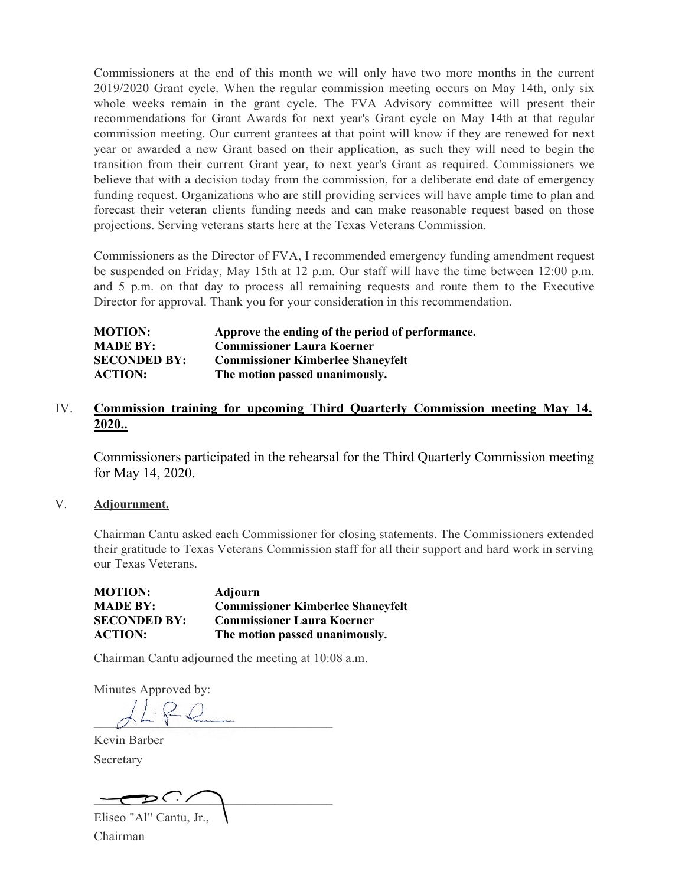Commissioners at the end of this month we will only have two more months in the current 2019/2020 Grant cycle. When the regular commission meeting occurs on May 14th, only six whole weeks remain in the grant cycle. The FVA Advisory committee will present their recommendations for Grant Awards for next year's Grant cycle on May 14th at that regular commission meeting. Our current grantees at that point will know if they are renewed for next year or awarded a new Grant based on their application, as such they will need to begin the transition from their current Grant year, to next year's Grant as required. Commissioners we believe that with a decision today from the commission, for a deliberate end date of emergency funding request. Organizations who are still providing services will have ample time to plan and forecast their veteran clients funding needs and can make reasonable request based on those projections. Serving veterans starts here at the Texas Veterans Commission.

Commissioners as the Director of FVA, I recommended emergency funding amendment request be suspended on Friday, May 15th at 12 p.m. Our staff will have the time between 12:00 p.m. and 5 p.m. on that day to process all remaining requests and route them to the Executive Director for approval. Thank you for your consideration in this recommendation.

**MOTION:** **Approve the ending of the period of performance.**
**MADE BY:** **Commissioner Laura Koerner**
**SECONDED BY:** **Commissioner Kimberlee Shaneyfelt**
**ACTION:** **The motion passed unanimously.**

## IV. Commission training for upcoming Third Quarterly Commission meeting May 14, 2020..

Commissioners participated in the rehearsal for the Third Quarterly Commission meeting for May 14, 2020.

## V. Adjournment.

Chairman Cantu asked each Commissioner for closing statements. The Commissioners extended their gratitude to Texas Veterans Commission staff for all their support and hard work in serving our Texas Veterans.

**MOTION:** **Adjourn**
**MADE BY:** **Commissioner Kimberlee Shaneyfelt**
**SECONDED BY:** **Commissioner Laura Koerner**
**ACTION:** **The motion passed unanimously.**

Chairman Cantu adjourned the meeting at 10:08 a.m.

Minutes Approved by:

\_\_\_\_\_\_\_\_\_\_\_\_\_\_\_\_\_\_\_\_\_\_\_\_\_\_\_\_\_\_\_\_

Kevin Barber

Secretary

\_\_\_\_\_\_\_\_\_\_\_\_\_\_\_\_\_\_\_\_\_\_\_\_\_\_\_\_\_\_\_\_

Eliseo "Al" Cantu, Jr.,

Chairman